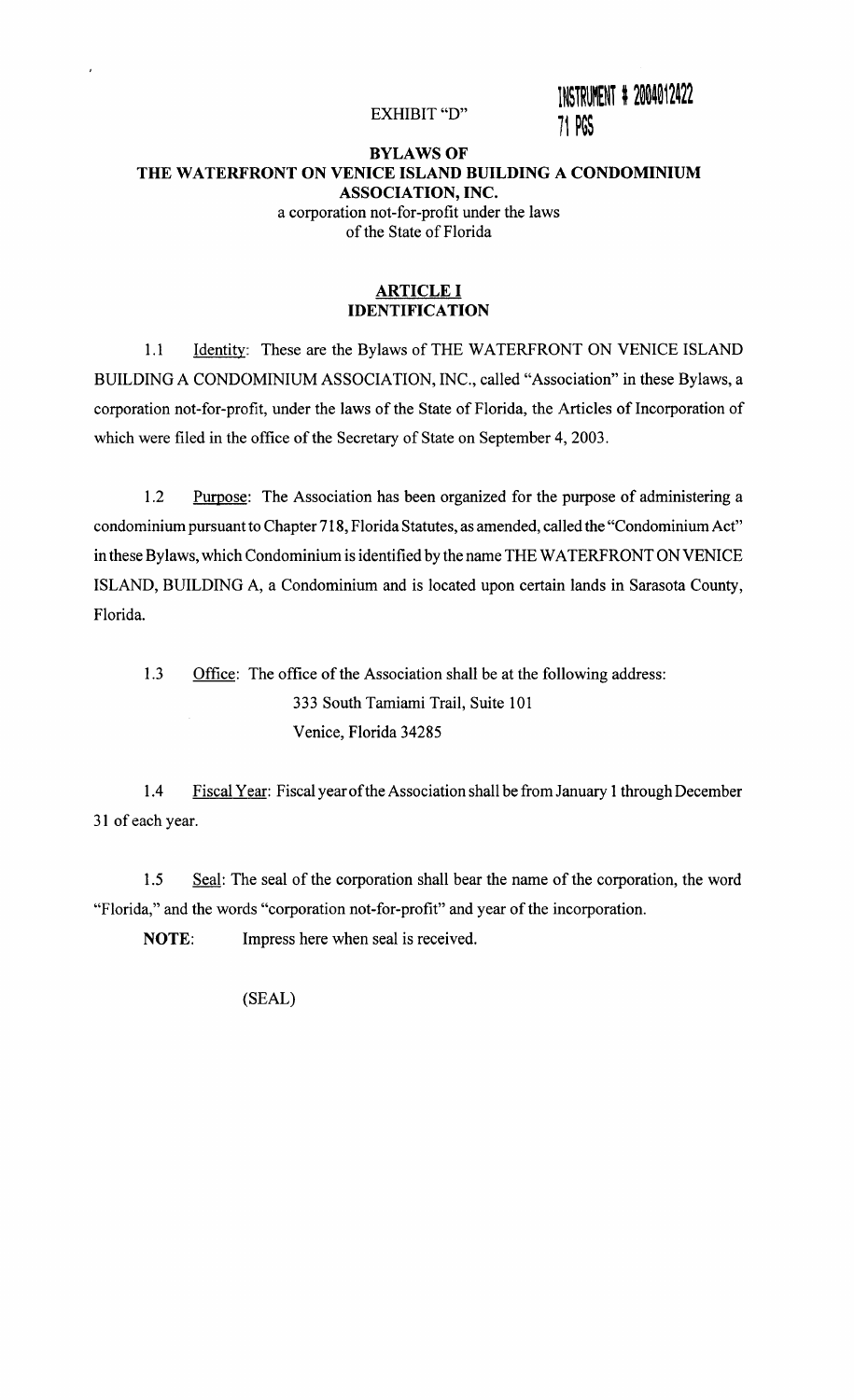EXHIBIT "D"

INSTRUMENT # 2004012422
71 PGS

# BYLAWS OF
# THE WATERFRONT ON VENICE ISLAND BUILDING A CONDOMINIUM ASSOCIATION, INC.

a corporation not-for-profit under the laws of the State of Florida

## ARTICLE I
## IDENTIFICATION

1.1 Identity: These are the Bylaws of THE WATERFRONT ON VENICE ISLAND BUILDING A CONDOMINIUM ASSOCIATION, INC., called "Association" in these Bylaws, a corporation not-for-profit, under the laws of the State of Florida, the Articles of Incorporation of which were filed in the office of the Secretary of State on September 4, 2003.

1.2 Purpose: The Association has been organized for the purpose of administering a condominium pursuant to Chapter 718, Florida Statutes, as amended, called the "Condominium Act" in these Bylaws, which Condominium is identified by the name THE WATERFRONT ON VENICE ISLAND, BUILDING A, a Condominium and is located upon certain lands in Sarasota County, Florida.

1.3 Office: The office of the Association shall be at the following address:

333 South Tamiami Trail, Suite 101
Venice, Florida 34285

1.4 Fiscal Year: Fiscal year of the Association shall be from January 1 through December 31 of each year.

1.5 Seal: The seal of the corporation shall bear the name of the corporation, the word "Florida," and the words "corporation not-for-profit" and year of the incorporation.

**NOTE:** Impress here when seal is received.

(SEAL)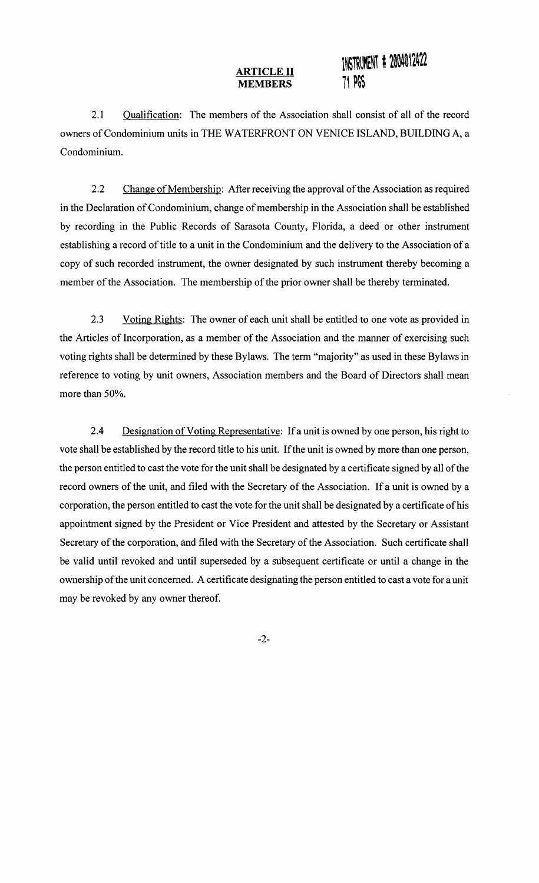INSTRUMENT # 2004012422
71 PGS

## ARTICLE II
## MEMBERS

2.1 Qualification: The members of the Association shall consist of all of the record owners of Condominium units in THE WATERFRONT ON VENICE ISLAND, BUILDING A, a Condominium.

2.2 Change of Membership: After receiving the approval of the Association as required in the Declaration of Condominium, change of membership in the Association shall be established by recording in the Public Records of Sarasota County, Florida, a deed or other instrument establishing a record of title to a unit in the Condominium and the delivery to the Association of a copy of such recorded instrument, the owner designated by such instrument thereby becoming a member of the Association. The membership of the prior owner shall be thereby terminated.

2.3 Voting Rights: The owner of each unit shall be entitled to one vote as provided in the Articles of Incorporation, as a member of the Association and the manner of exercising such voting rights shall be determined by these Bylaws. The term "majority" as used in these Bylaws in reference to voting by unit owners, Association members and the Board of Directors shall mean more than 50%.

2.4 Designation of Voting Representative: If a unit is owned by one person, his right to vote shall be established by the record title to his unit. If the unit is owned by more than one person, the person entitled to cast the vote for the unit shall be designated by a certificate signed by all of the record owners of the unit, and filed with the Secretary of the Association. If a unit is owned by a corporation, the person entitled to cast the vote for the unit shall be designated by a certificate of his appointment signed by the President or Vice President and attested by the Secretary or Assistant Secretary of the corporation, and filed with the Secretary of the Association. Such certificate shall be valid until revoked and until superseded by a subsequent certificate or until a change in the ownership of the unit concerned. A certificate designating the person entitled to cast a vote for a unit may be revoked by any owner thereof.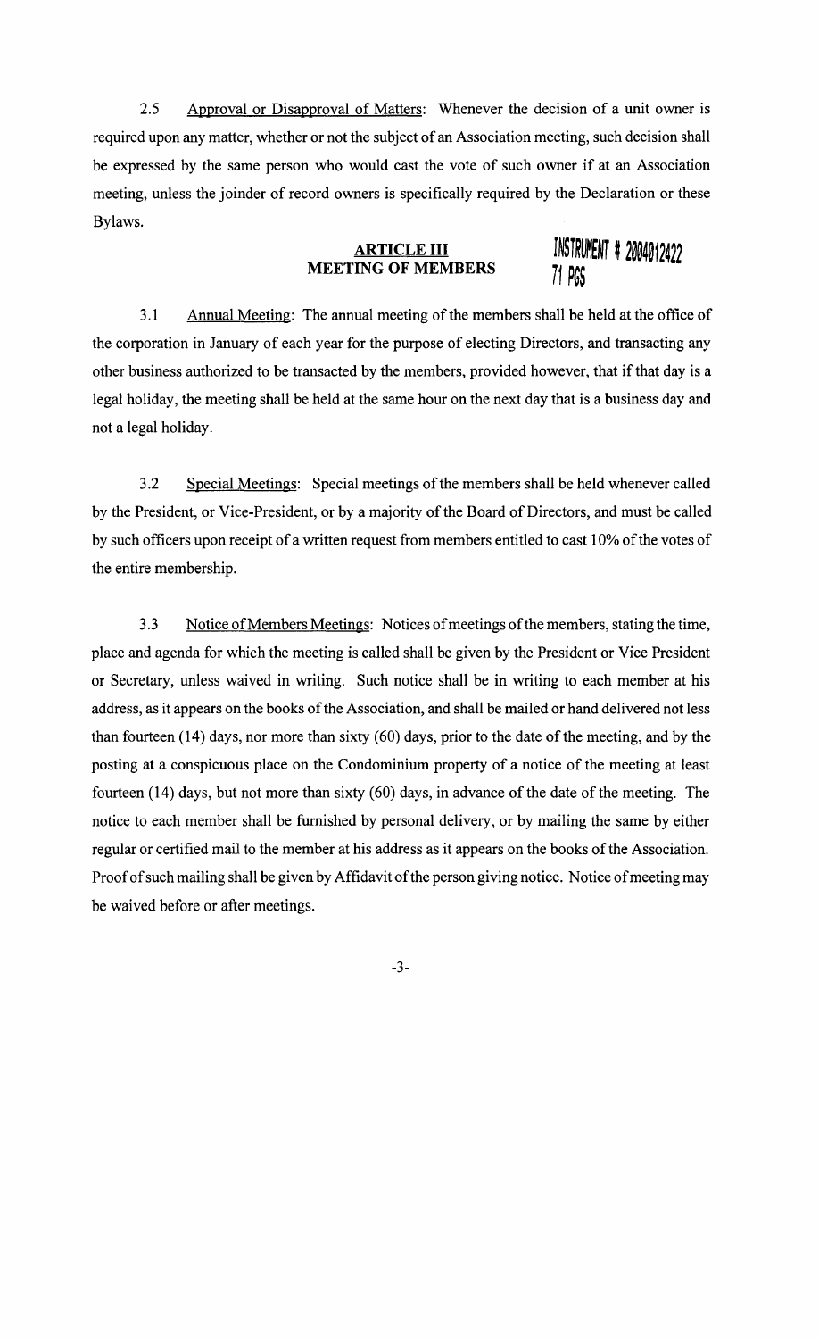2.5 Approval or Disapproval of Matters: Whenever the decision of a unit owner is required upon any matter, whether or not the subject of an Association meeting, such decision shall be expressed by the same person who would cast the vote of such owner if at an Association meeting, unless the joinder of record owners is specifically required by the Declaration or these Bylaws.

INSTRUMENT # 2004012422
71 PGS

## ARTICLE III
## MEETING OF MEMBERS

3.1 Annual Meeting: The annual meeting of the members shall be held at the office of the corporation in January of each year for the purpose of electing Directors, and transacting any other business authorized to be transacted by the members, provided however, that if that day is a legal holiday, the meeting shall be held at the same hour on the next day that is a business day and not a legal holiday.

3.2 Special Meetings: Special meetings of the members shall be held whenever called by the President, or Vice-President, or by a majority of the Board of Directors, and must be called by such officers upon receipt of a written request from members entitled to cast 10% of the votes of the entire membership.

3.3 Notice of Members Meetings: Notices of meetings of the members, stating the time, place and agenda for which the meeting is called shall be given by the President or Vice President or Secretary, unless waived in writing. Such notice shall be in writing to each member at his address, as it appears on the books of the Association, and shall be mailed or hand delivered not less than fourteen (14) days, nor more than sixty (60) days, prior to the date of the meeting, and by the posting at a conspicuous place on the Condominium property of a notice of the meeting at least fourteen (14) days, but not more than sixty (60) days, in advance of the date of the meeting. The notice to each member shall be furnished by personal delivery, or by mailing the same by either regular or certified mail to the member at his address as it appears on the books of the Association. Proof of such mailing shall be given by Affidavit of the person giving notice. Notice of meeting may be waived before or after meetings.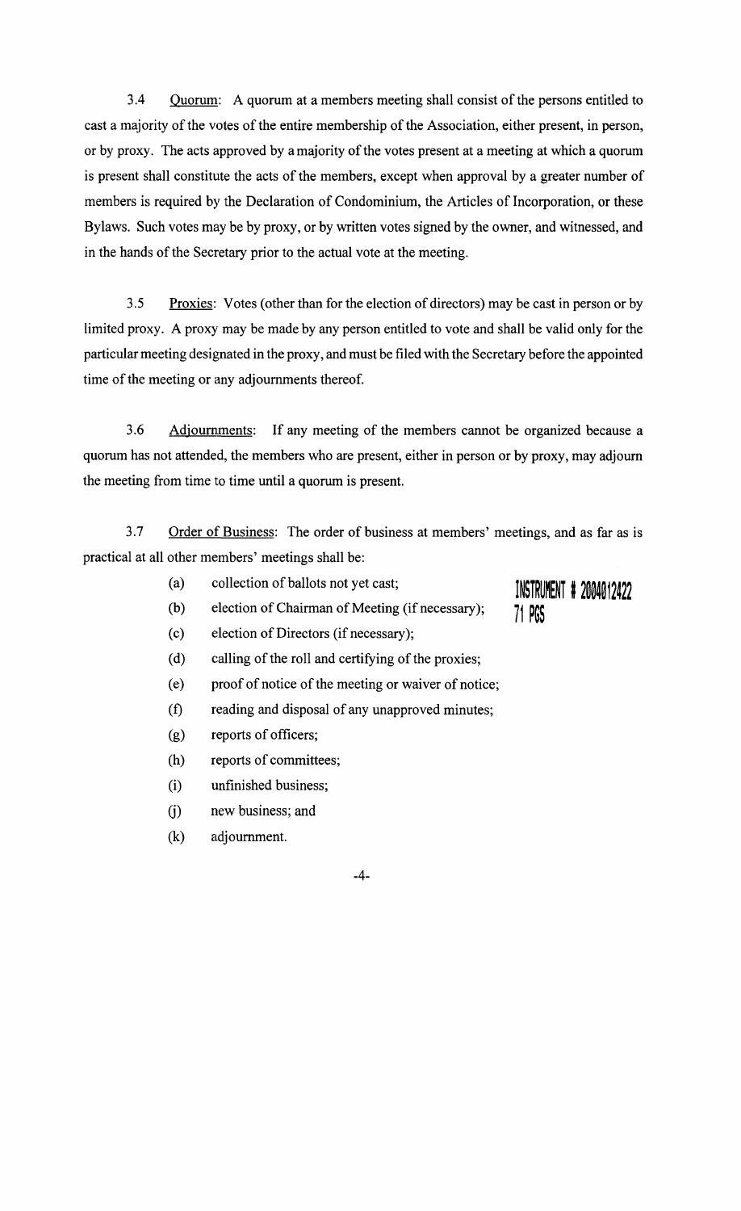3.4 Quorum: A quorum at a members meeting shall consist of the persons entitled to cast a majority of the votes of the entire membership of the Association, either present, in person, or by proxy. The acts approved by a majority of the votes present at a meeting at which a quorum is present shall constitute the acts of the members, except when approval by a greater number of members is required by the Declaration of Condominium, the Articles of Incorporation, or these Bylaws. Such votes may be by proxy, or by written votes signed by the owner, and witnessed, and in the hands of the Secretary prior to the actual vote at the meeting.

3.5 Proxies: Votes (other than for the election of directors) may be cast in person or by limited proxy. A proxy may be made by any person entitled to vote and shall be valid only for the particular meeting designated in the proxy, and must be filed with the Secretary before the appointed time of the meeting or any adjournments thereof.

3.6 Adjournments: If any meeting of the members cannot be organized because a quorum has not attended, the members who are present, either in person or by proxy, may adjourn the meeting from time to time until a quorum is present.

3.7 Order of Business: The order of business at members' meetings, and as far as is practical at all other members' meetings shall be:

(a) collection of ballots not yet cast;

(b) election of Chairman of Meeting (if necessary);

(c) election of Directors (if necessary);

(d) calling of the roll and certifying of the proxies;

(e) proof of notice of the meeting or waiver of notice;

(f) reading and disposal of any unapproved minutes;

(g) reports of officers;

(h) reports of committees;

(i) unfinished business;

(j) new business; and

(k) adjournment.

INSTRUMENT # 2004012422
71 PGS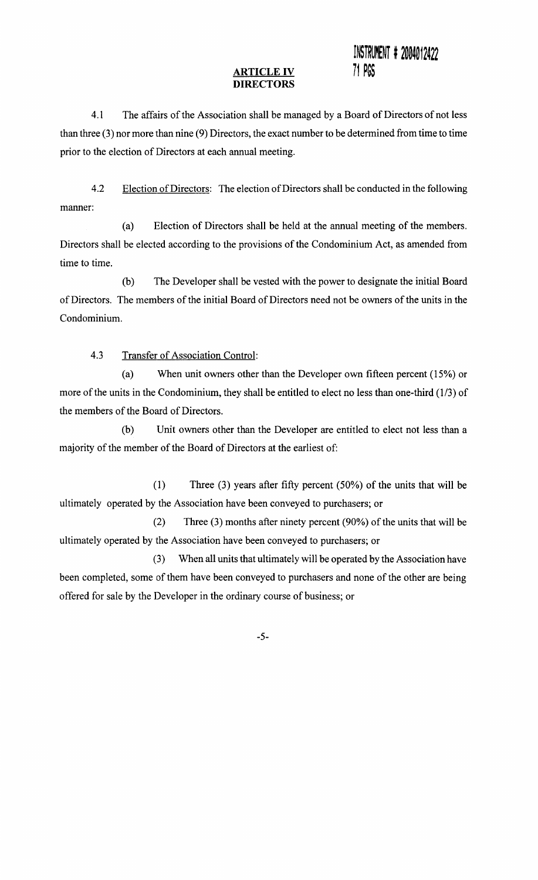INSTRUMENT # 2004012422
71 PGS

## ARTICLE IV
## DIRECTORS

4.1 The affairs of the Association shall be managed by a Board of Directors of not less than three (3) nor more than nine (9) Directors, the exact number to be determined from time to time prior to the election of Directors at each annual meeting.

4.2 Election of Directors: The election of Directors shall be conducted in the following manner:

(a) Election of Directors shall be held at the annual meeting of the members. Directors shall be elected according to the provisions of the Condominium Act, as amended from time to time.

(b) The Developer shall be vested with the power to designate the initial Board of Directors. The members of the initial Board of Directors need not be owners of the units in the Condominium.

4.3 Transfer of Association Control:

(a) When unit owners other than the Developer own fifteen percent (15%) or more of the units in the Condominium, they shall be entitled to elect no less than one-third (1/3) of the members of the Board of Directors.

(b) Unit owners other than the Developer are entitled to elect not less than a majority of the member of the Board of Directors at the earliest of:

(1) Three (3) years after fifty percent (50%) of the units that will be ultimately operated by the Association have been conveyed to purchasers; or

(2) Three (3) months after ninety percent (90%) of the units that will be ultimately operated by the Association have been conveyed to purchasers; or

(3) When all units that ultimately will be operated by the Association have been completed, some of them have been conveyed to purchasers and none of the other are being offered for sale by the Developer in the ordinary course of business; or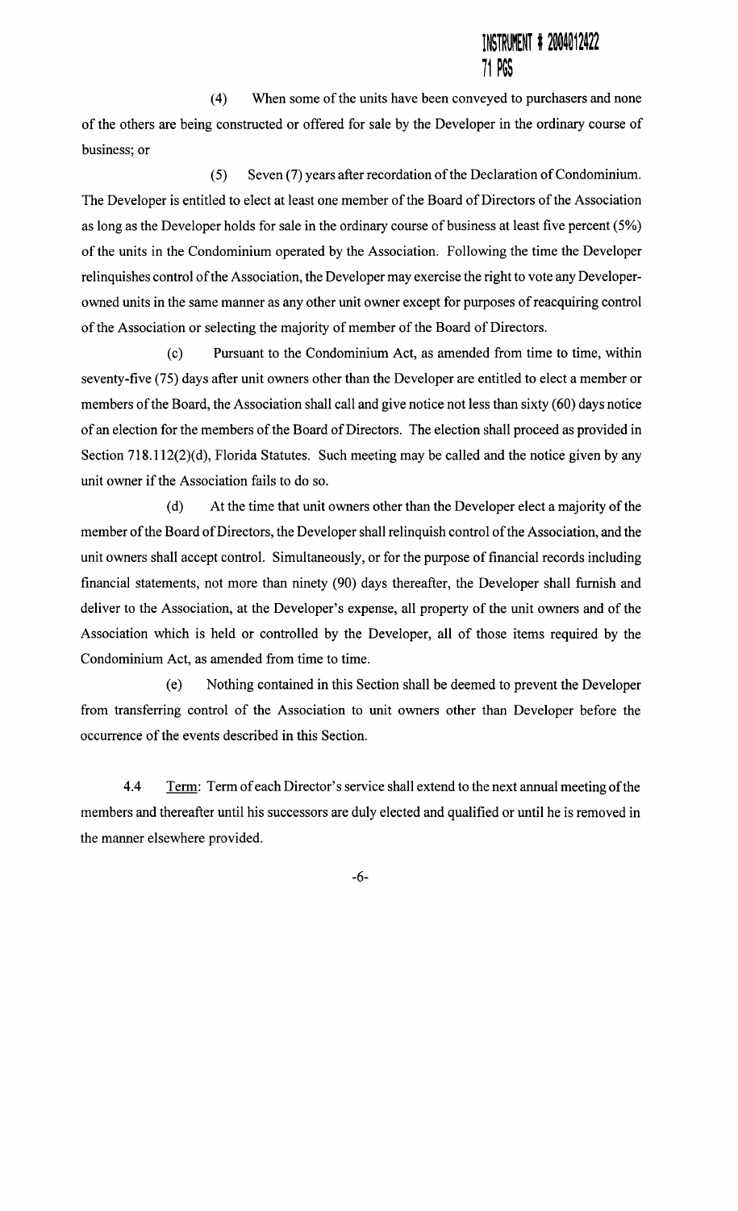INSTRUMENT # 2004012422
71 PGS

(4) When some of the units have been conveyed to purchasers and none of the others are being constructed or offered for sale by the Developer in the ordinary course of business; or

(5) Seven (7) years after recordation of the Declaration of Condominium. The Developer is entitled to elect at least one member of the Board of Directors of the Association as long as the Developer holds for sale in the ordinary course of business at least five percent (5%) of the units in the Condominium operated by the Association. Following the time the Developer relinquishes control of the Association, the Developer may exercise the right to vote any Developer-owned units in the same manner as any other unit owner except for purposes of reacquiring control of the Association or selecting the majority of member of the Board of Directors.

(c) Pursuant to the Condominium Act, as amended from time to time, within seventy-five (75) days after unit owners other than the Developer are entitled to elect a member or members of the Board, the Association shall call and give notice not less than sixty (60) days notice of an election for the members of the Board of Directors. The election shall proceed as provided in Section 718.112(2)(d), Florida Statutes. Such meeting may be called and the notice given by any unit owner if the Association fails to do so.

(d) At the time that unit owners other than the Developer elect a majority of the member of the Board of Directors, the Developer shall relinquish control of the Association, and the unit owners shall accept control. Simultaneously, or for the purpose of financial records including financial statements, not more than ninety (90) days thereafter, the Developer shall furnish and deliver to the Association, at the Developer's expense, all property of the unit owners and of the Association which is held or controlled by the Developer, all of those items required by the Condominium Act, as amended from time to time.

(e) Nothing contained in this Section shall be deemed to prevent the Developer from transferring control of the Association to unit owners other than Developer before the occurrence of the events described in this Section.

4.4 Term: Term of each Director's service shall extend to the next annual meeting of the members and thereafter until his successors are duly elected and qualified or until he is removed in the manner elsewhere provided.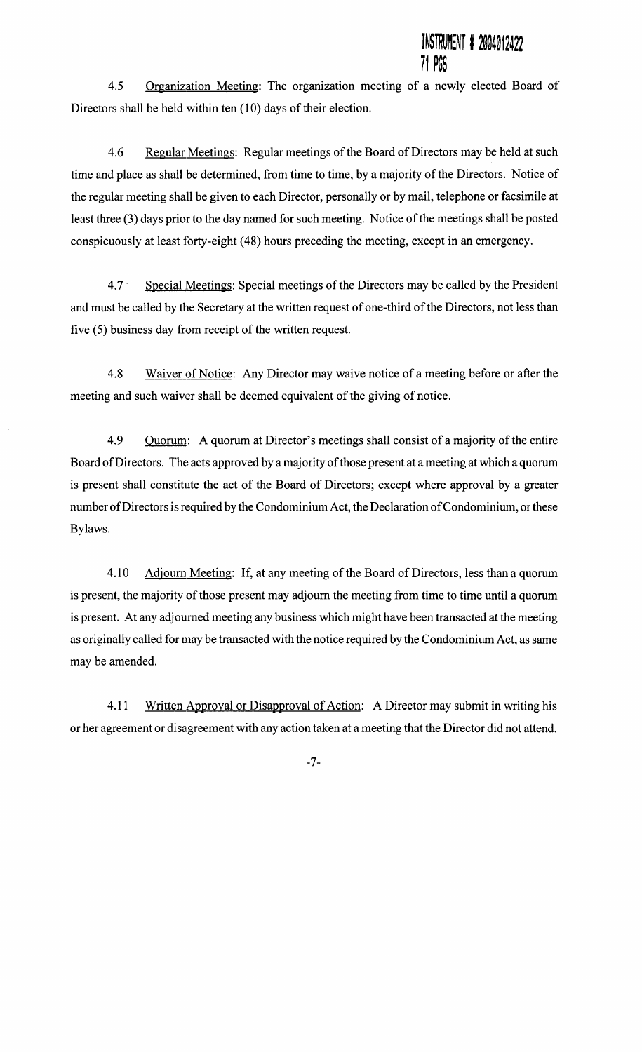4.5 Organization Meeting: The organization meeting of a newly elected Board of Directors shall be held within ten (10) days of their election.

4.6 Regular Meetings: Regular meetings of the Board of Directors may be held at such time and place as shall be determined, from time to time, by a majority of the Directors. Notice of the regular meeting shall be given to each Director, personally or by mail, telephone or facsimile at least three (3) days prior to the day named for such meeting. Notice of the meetings shall be posted conspicuously at least forty-eight (48) hours preceding the meeting, except in an emergency.

4.7 Special Meetings: Special meetings of the Directors may be called by the President and must be called by the Secretary at the written request of one-third of the Directors, not less than five (5) business day from receipt of the written request.

4.8 Waiver of Notice: Any Director may waive notice of a meeting before or after the meeting and such waiver shall be deemed equivalent of the giving of notice.

4.9 Quorum: A quorum at Director's meetings shall consist of a majority of the entire Board of Directors. The acts approved by a majority of those present at a meeting at which a quorum is present shall constitute the act of the Board of Directors; except where approval by a greater number of Directors is required by the Condominium Act, the Declaration of Condominium, or these Bylaws.

4.10 Adjourn Meeting: If, at any meeting of the Board of Directors, less than a quorum is present, the majority of those present may adjourn the meeting from time to time until a quorum is present. At any adjourned meeting any business which might have been transacted at the meeting as originally called for may be transacted with the notice required by the Condominium Act, as same may be amended.

4.11 Written Approval or Disapproval of Action: A Director may submit in writing his or her agreement or disagreement with any action taken at a meeting that the Director did not attend.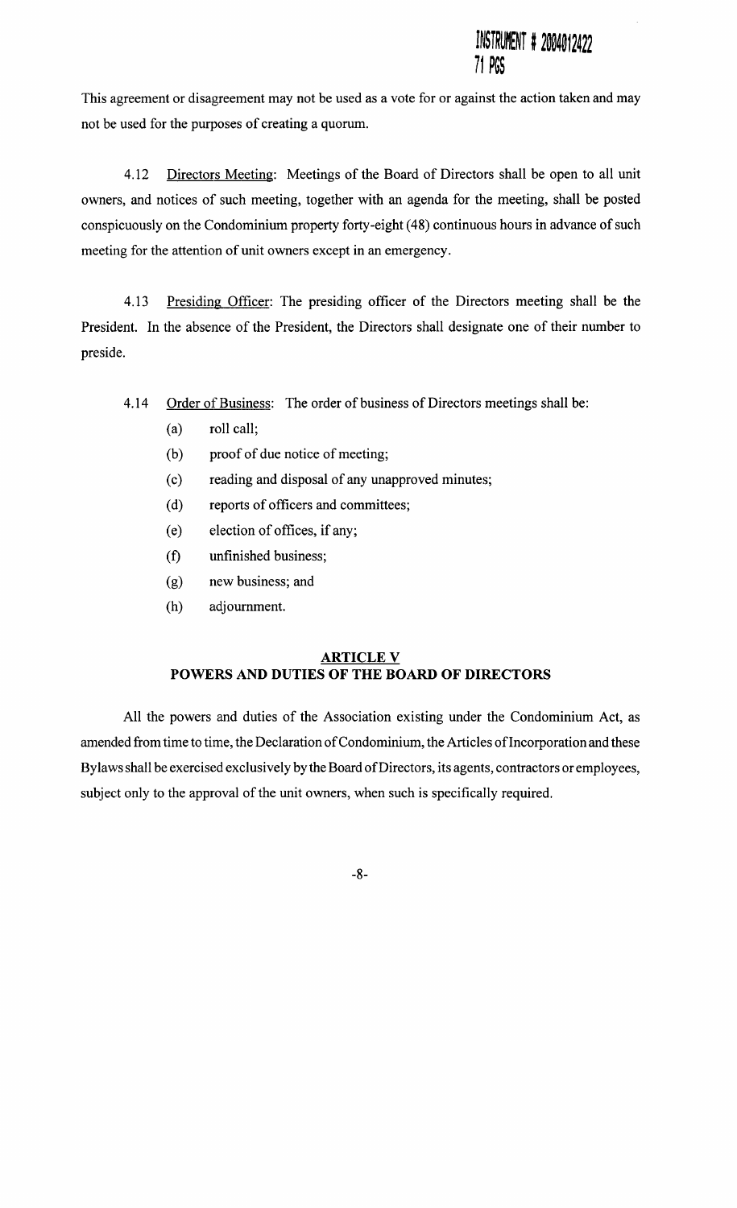This agreement or disagreement may not be used as a vote for or against the action taken and may not be used for the purposes of creating a quorum.

4.12 Directors Meeting: Meetings of the Board of Directors shall be open to all unit owners, and notices of such meeting, together with an agenda for the meeting, shall be posted conspicuously on the Condominium property forty-eight (48) continuous hours in advance of such meeting for the attention of unit owners except in an emergency.

4.13 Presiding Officer: The presiding officer of the Directors meeting shall be the President. In the absence of the President, the Directors shall designate one of their number to preside.

4.14 Order of Business: The order of business of Directors meetings shall be:

(a) roll call;

(b) proof of due notice of meeting;

(c) reading and disposal of any unapproved minutes;

(d) reports of officers and committees;

(e) election of offices, if any;

(f) unfinished business;

(g) new business; and

(h) adjournment.

## ARTICLE V
## POWERS AND DUTIES OF THE BOARD OF DIRECTORS

All the powers and duties of the Association existing under the Condominium Act, as amended from time to time, the Declaration of Condominium, the Articles of Incorporation and these Bylaws shall be exercised exclusively by the Board of Directors, its agents, contractors or employees, subject only to the approval of the unit owners, when such is specifically required.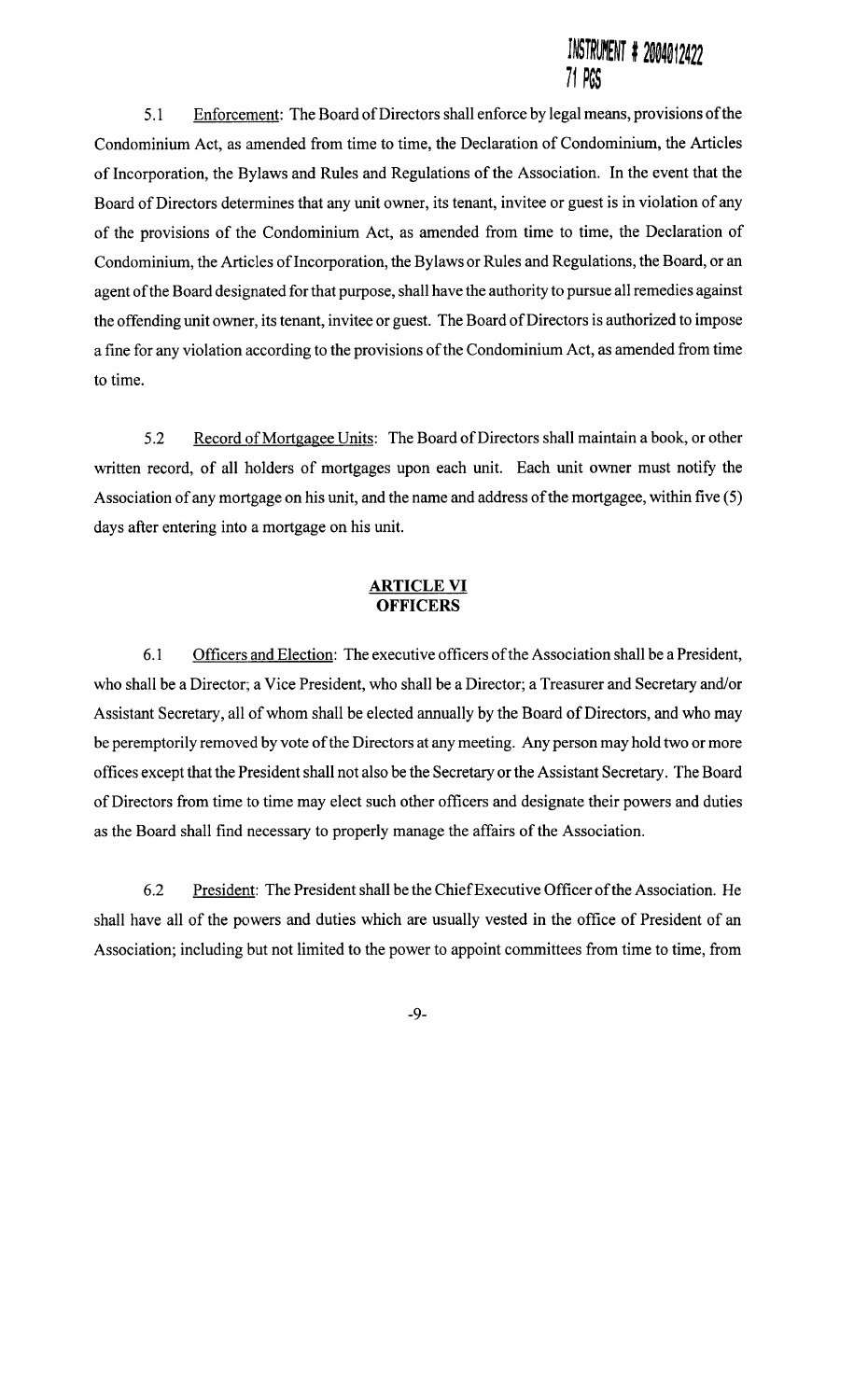INSTRUMENT # 2004012422
71 PGS

5.1 Enforcement: The Board of Directors shall enforce by legal means, provisions of the Condominium Act, as amended from time to time, the Declaration of Condominium, the Articles of Incorporation, the Bylaws and Rules and Regulations of the Association. In the event that the Board of Directors determines that any unit owner, its tenant, invitee or guest is in violation of any of the provisions of the Condominium Act, as amended from time to time, the Declaration of Condominium, the Articles of Incorporation, the Bylaws or Rules and Regulations, the Board, or an agent of the Board designated for that purpose, shall have the authority to pursue all remedies against the offending unit owner, its tenant, invitee or guest. The Board of Directors is authorized to impose a fine for any violation according to the provisions of the Condominium Act, as amended from time to time.

5.2 Record of Mortgagee Units: The Board of Directors shall maintain a book, or other written record, of all holders of mortgages upon each unit. Each unit owner must notify the Association of any mortgage on his unit, and the name and address of the mortgagee, within five (5) days after entering into a mortgage on his unit.

## ARTICLE VI
## OFFICERS

6.1 Officers and Election: The executive officers of the Association shall be a President, who shall be a Director; a Vice President, who shall be a Director; a Treasurer and Secretary and/or Assistant Secretary, all of whom shall be elected annually by the Board of Directors, and who may be peremptorily removed by vote of the Directors at any meeting. Any person may hold two or more offices except that the President shall not also be the Secretary or the Assistant Secretary. The Board of Directors from time to time may elect such other officers and designate their powers and duties as the Board shall find necessary to properly manage the affairs of the Association.

6.2 President: The President shall be the Chief Executive Officer of the Association. He shall have all of the powers and duties which are usually vested in the office of President of an Association; including but not limited to the power to appoint committees from time to time, from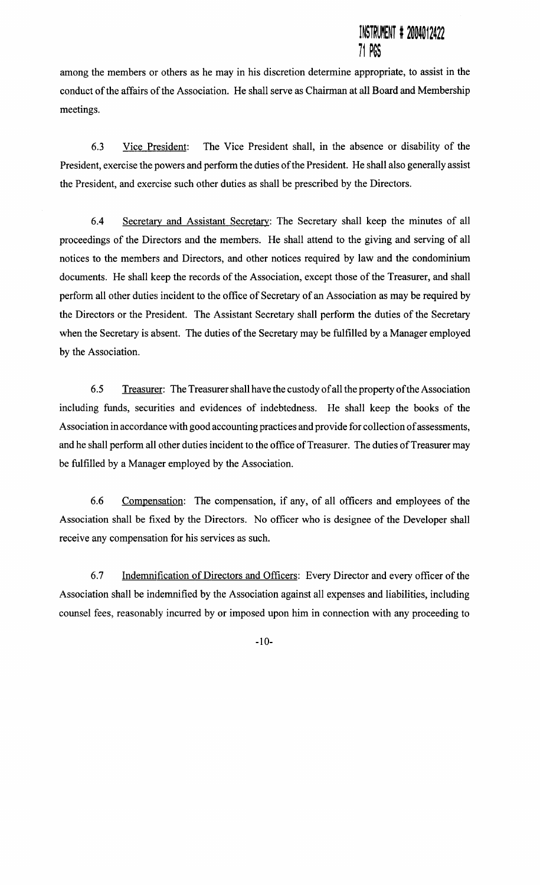among the members or others as he may in his discretion determine appropriate, to assist in the conduct of the affairs of the Association. He shall serve as Chairman at all Board and Membership meetings.

6.3 Vice President: The Vice President shall, in the absence or disability of the President, exercise the powers and perform the duties of the President. He shall also generally assist the President, and exercise such other duties as shall be prescribed by the Directors.

6.4 Secretary and Assistant Secretary: The Secretary shall keep the minutes of all proceedings of the Directors and the members. He shall attend to the giving and serving of all notices to the members and Directors, and other notices required by law and the condominium documents. He shall keep the records of the Association, except those of the Treasurer, and shall perform all other duties incident to the office of Secretary of an Association as may be required by the Directors or the President. The Assistant Secretary shall perform the duties of the Secretary when the Secretary is absent. The duties of the Secretary may be fulfilled by a Manager employed by the Association.

6.5 Treasurer: The Treasurer shall have the custody of all the property of the Association including funds, securities and evidences of indebtedness. He shall keep the books of the Association in accordance with good accounting practices and provide for collection of assessments, and he shall perform all other duties incident to the office of Treasurer. The duties of Treasurer may be fulfilled by a Manager employed by the Association.

6.6 Compensation: The compensation, if any, of all officers and employees of the Association shall be fixed by the Directors. No officer who is designee of the Developer shall receive any compensation for his services as such.

6.7 Indemnification of Directors and Officers: Every Director and every officer of the Association shall be indemnified by the Association against all expenses and liabilities, including counsel fees, reasonably incurred by or imposed upon him in connection with any proceeding to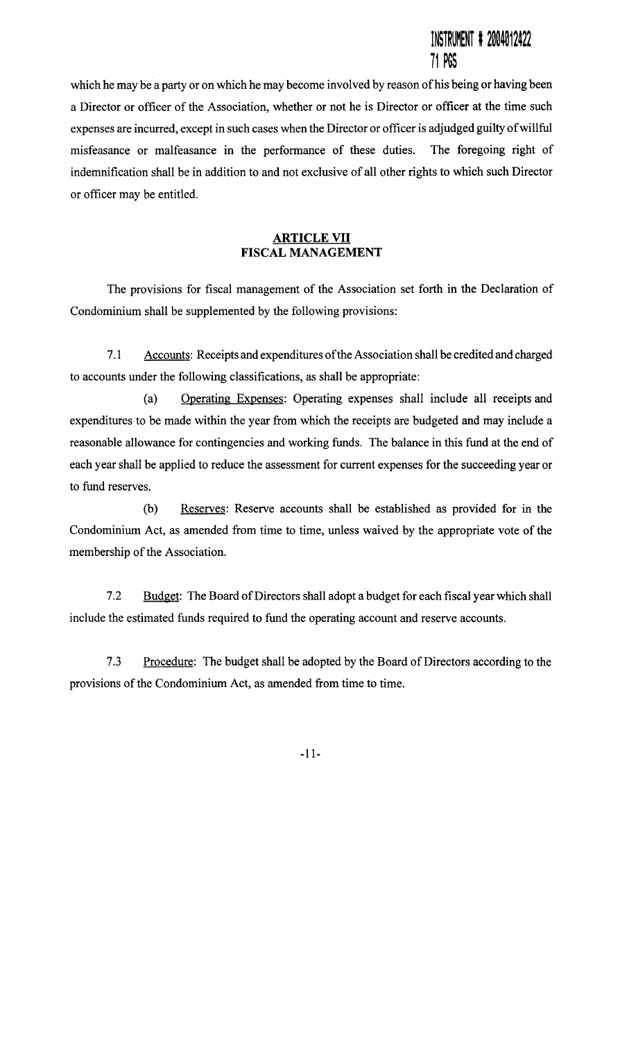which he may be a party or on which he may become involved by reason of his being or having been a Director or officer of the Association, whether or not he is Director or officer at the time such expenses are incurred, except in such cases when the Director or officer is adjudged guilty of willful misfeasance or malfeasance in the performance of these duties. The foregoing right of indemnification shall be in addition to and not exclusive of all other rights to which such Director or officer may be entitled.

## ARTICLE VII
## FISCAL MANAGEMENT

The provisions for fiscal management of the Association set forth in the Declaration of Condominium shall be supplemented by the following provisions:

7.1 Accounts: Receipts and expenditures of the Association shall be credited and charged to accounts under the following classifications, as shall be appropriate:

(a) Operating Expenses: Operating expenses shall include all receipts and expenditures to be made within the year from which the receipts are budgeted and may include a reasonable allowance for contingencies and working funds. The balance in this fund at the end of each year shall be applied to reduce the assessment for current expenses for the succeeding year or to fund reserves.

(b) Reserves: Reserve accounts shall be established as provided for in the Condominium Act, as amended from time to time, unless waived by the appropriate vote of the membership of the Association.

7.2 Budget: The Board of Directors shall adopt a budget for each fiscal year which shall include the estimated funds required to fund the operating account and reserve accounts.

7.3 Procedure: The budget shall be adopted by the Board of Directors according to the provisions of the Condominium Act, as amended from time to time.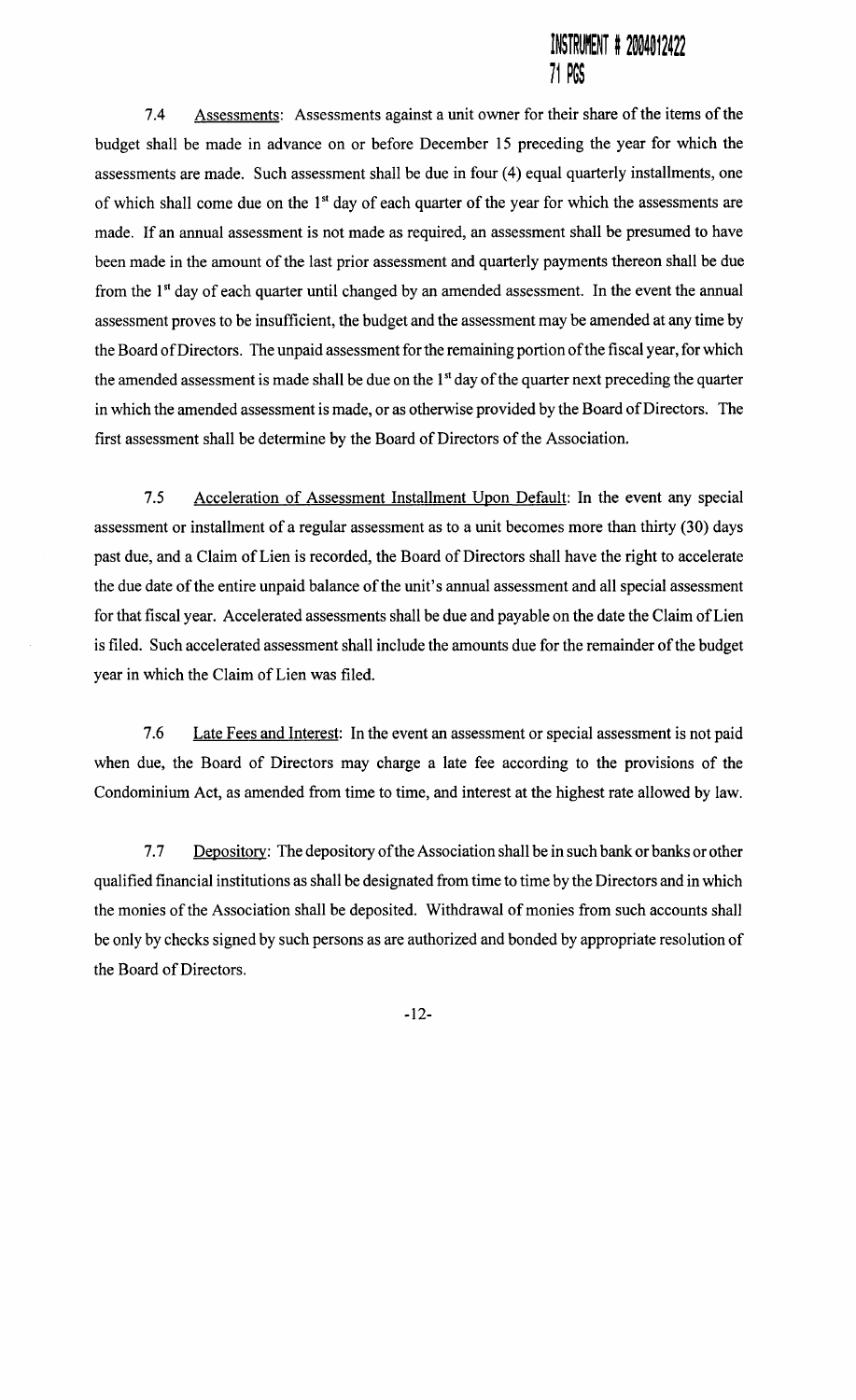7.4 Assessments: Assessments against a unit owner for their share of the items of the budget shall be made in advance on or before December 15 preceding the year for which the assessments are made. Such assessment shall be due in four (4) equal quarterly installments, one of which shall come due on the 1st day of each quarter of the year for which the assessments are made. If an annual assessment is not made as required, an assessment shall be presumed to have been made in the amount of the last prior assessment and quarterly payments thereon shall be due from the 1st day of each quarter until changed by an amended assessment. In the event the annual assessment proves to be insufficient, the budget and the assessment may be amended at any time by the Board of Directors. The unpaid assessment for the remaining portion of the fiscal year, for which the amended assessment is made shall be due on the 1st day of the quarter next preceding the quarter in which the amended assessment is made, or as otherwise provided by the Board of Directors. The first assessment shall be determine by the Board of Directors of the Association.

7.5 Acceleration of Assessment Installment Upon Default: In the event any special assessment or installment of a regular assessment as to a unit becomes more than thirty (30) days past due, and a Claim of Lien is recorded, the Board of Directors shall have the right to accelerate the due date of the entire unpaid balance of the unit's annual assessment and all special assessment for that fiscal year. Accelerated assessments shall be due and payable on the date the Claim of Lien is filed. Such accelerated assessment shall include the amounts due for the remainder of the budget year in which the Claim of Lien was filed.

7.6 Late Fees and Interest: In the event an assessment or special assessment is not paid when due, the Board of Directors may charge a late fee according to the provisions of the Condominium Act, as amended from time to time, and interest at the highest rate allowed by law.

7.7 Depository: The depository of the Association shall be in such bank or banks or other qualified financial institutions as shall be designated from time to time by the Directors and in which the monies of the Association shall be deposited. Withdrawal of monies from such accounts shall be only by checks signed by such persons as are authorized and bonded by appropriate resolution of the Board of Directors.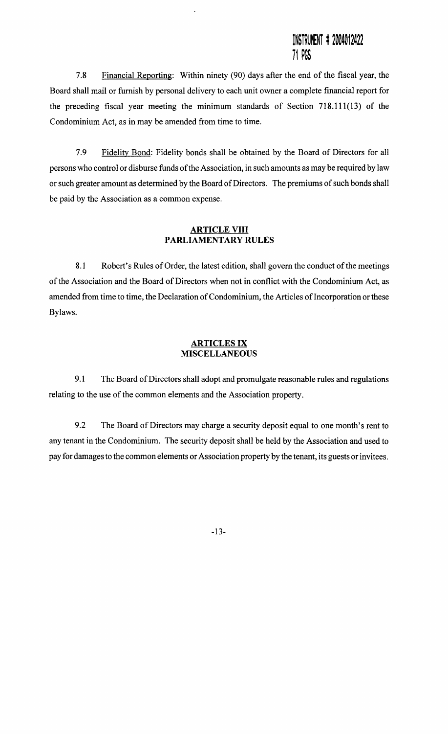INSTRUMENT # 2004012422
71 PGS

7.8 Financial Reporting: Within ninety (90) days after the end of the fiscal year, the Board shall mail or furnish by personal delivery to each unit owner a complete financial report for the preceding fiscal year meeting the minimum standards of Section 718.111(13) of the Condominium Act, as in may be amended from time to time.

7.9 Fidelity Bond: Fidelity bonds shall be obtained by the Board of Directors for all persons who control or disburse funds of the Association, in such amounts as may be required by law or such greater amount as determined by the Board of Directors. The premiums of such bonds shall be paid by the Association as a common expense.

## ARTICLE VIII
## PARLIAMENTARY RULES

8.1 Robert's Rules of Order, the latest edition, shall govern the conduct of the meetings of the Association and the Board of Directors when not in conflict with the Condominium Act, as amended from time to time, the Declaration of Condominium, the Articles of Incorporation or these Bylaws.

## ARTICLES IX
## MISCELLANEOUS

9.1 The Board of Directors shall adopt and promulgate reasonable rules and regulations relating to the use of the common elements and the Association property.

9.2 The Board of Directors may charge a security deposit equal to one month's rent to any tenant in the Condominium. The security deposit shall be held by the Association and used to pay for damages to the common elements or Association property by the tenant, its guests or invitees.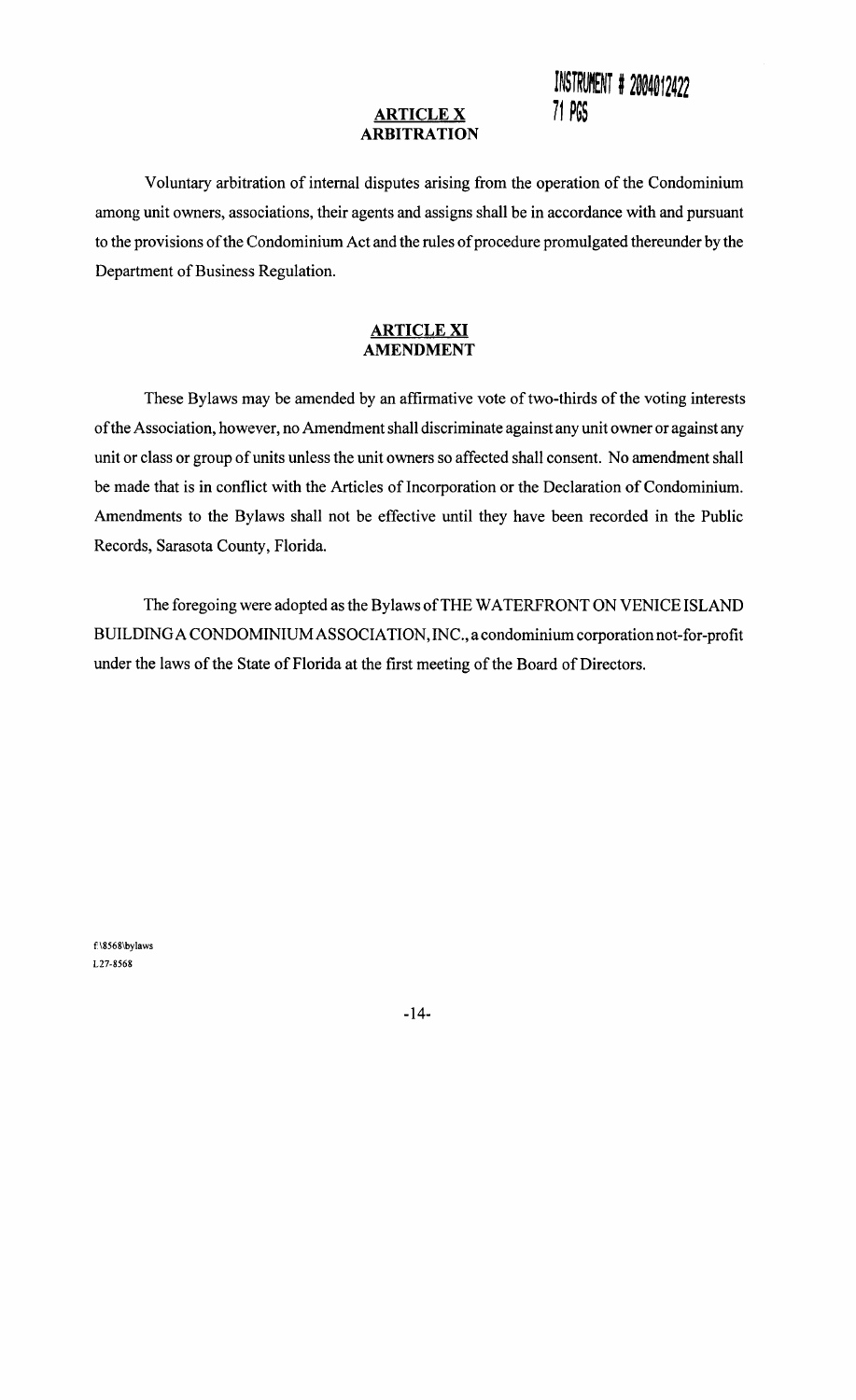INSTRUMENT # 2004012422
71 PGS

## ARTICLE X
## ARBITRATION

Voluntary arbitration of internal disputes arising from the operation of the Condominium among unit owners, associations, their agents and assigns shall be in accordance with and pursuant to the provisions of the Condominium Act and the rules of procedure promulgated thereunder by the Department of Business Regulation.

## ARTICLE XI
## AMENDMENT

These Bylaws may be amended by an affirmative vote of two-thirds of the voting interests of the Association, however, no Amendment shall discriminate against any unit owner or against any unit or class or group of units unless the unit owners so affected shall consent. No amendment shall be made that is in conflict with the Articles of Incorporation or the Declaration of Condominium. Amendments to the Bylaws shall not be effective until they have been recorded in the Public Records, Sarasota County, Florida.

The foregoing were adopted as the Bylaws of THE WATERFRONT ON VENICE ISLAND BUILDING A CONDOMINIUM ASSOCIATION, INC., a condominium corporation not-for-profit under the laws of the State of Florida at the first meeting of the Board of Directors.

f:\8568\bylaws
L27-8568